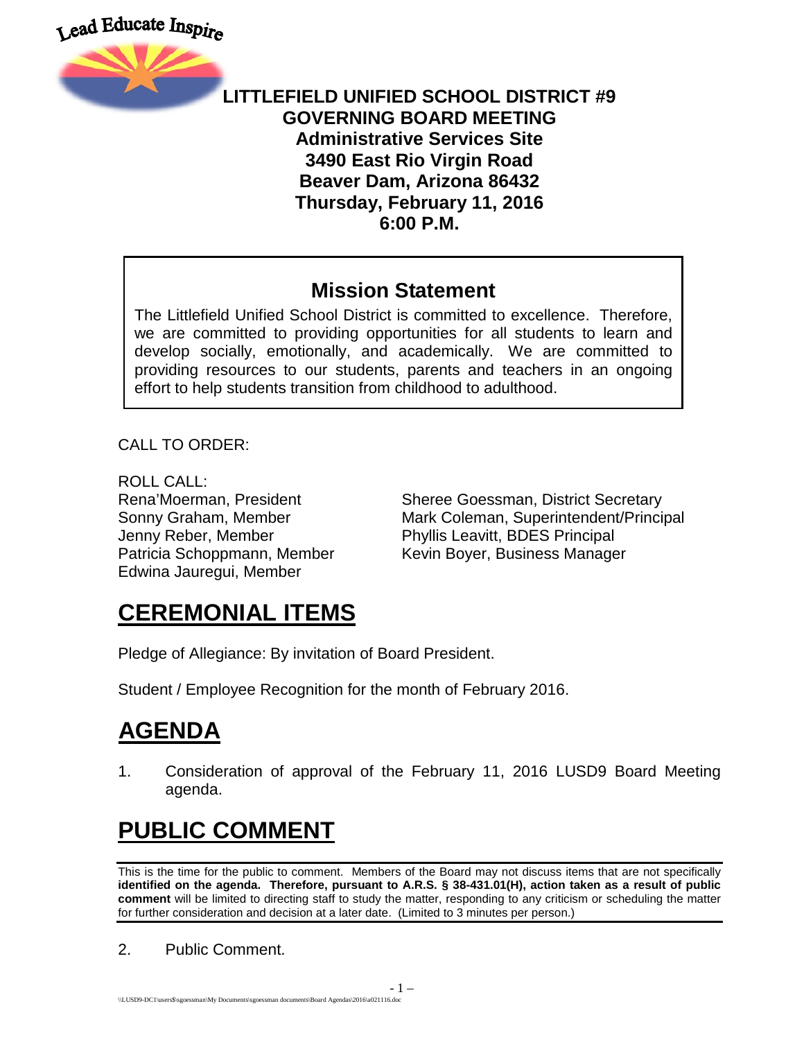Lead Educate Inspire

# LITTLEFIELD UNIFIED SCHOOL DISTRICT #9
## GOVERNING BOARD MEETING
**Administrative Services Site**
**3490 East Rio Virgin Road**
**Beaver Dam, Arizona 86432**
**Thursday, February 11, 2016**
**6:00 P.M.**

## Mission Statement

The Littlefield Unified School District is committed to excellence. Therefore, we are committed to providing opportunities for all students to learn and develop socially, emotionally, and academically. We are committed to providing resources to our students, parents and teachers in an ongoing effort to help students transition from childhood to adulthood.

CALL TO ORDER:

ROLL CALL:

Rena'Moerman, President
Sonny Graham, Member
Jenny Reber, Member
Patricia Schoppmann, Member
Edwina Jauregui, Member

Sheree Goessman, District Secretary
Mark Coleman, Superintendent/Principal
Phyllis Leavitt, BDES Principal
Kevin Boyer, Business Manager

# CEREMONIAL ITEMS

Pledge of Allegiance: By invitation of Board President.

Student / Employee Recognition for the month of February 2016.

# AGENDA

1. Consideration of approval of the February 11, 2016 LUSD9 Board Meeting agenda.

# PUBLIC COMMENT

This is the time for the public to comment. Members of the Board may not discuss items that are not specifically **identified on the agenda. Therefore, pursuant to A.R.S. § 38-431.01(H), action taken as a result of public comment** will be limited to directing staff to study the matter, responding to any criticism or scheduling the matter for further consideration and decision at a later date. (Limited to 3 minutes per person.)

2. Public Comment.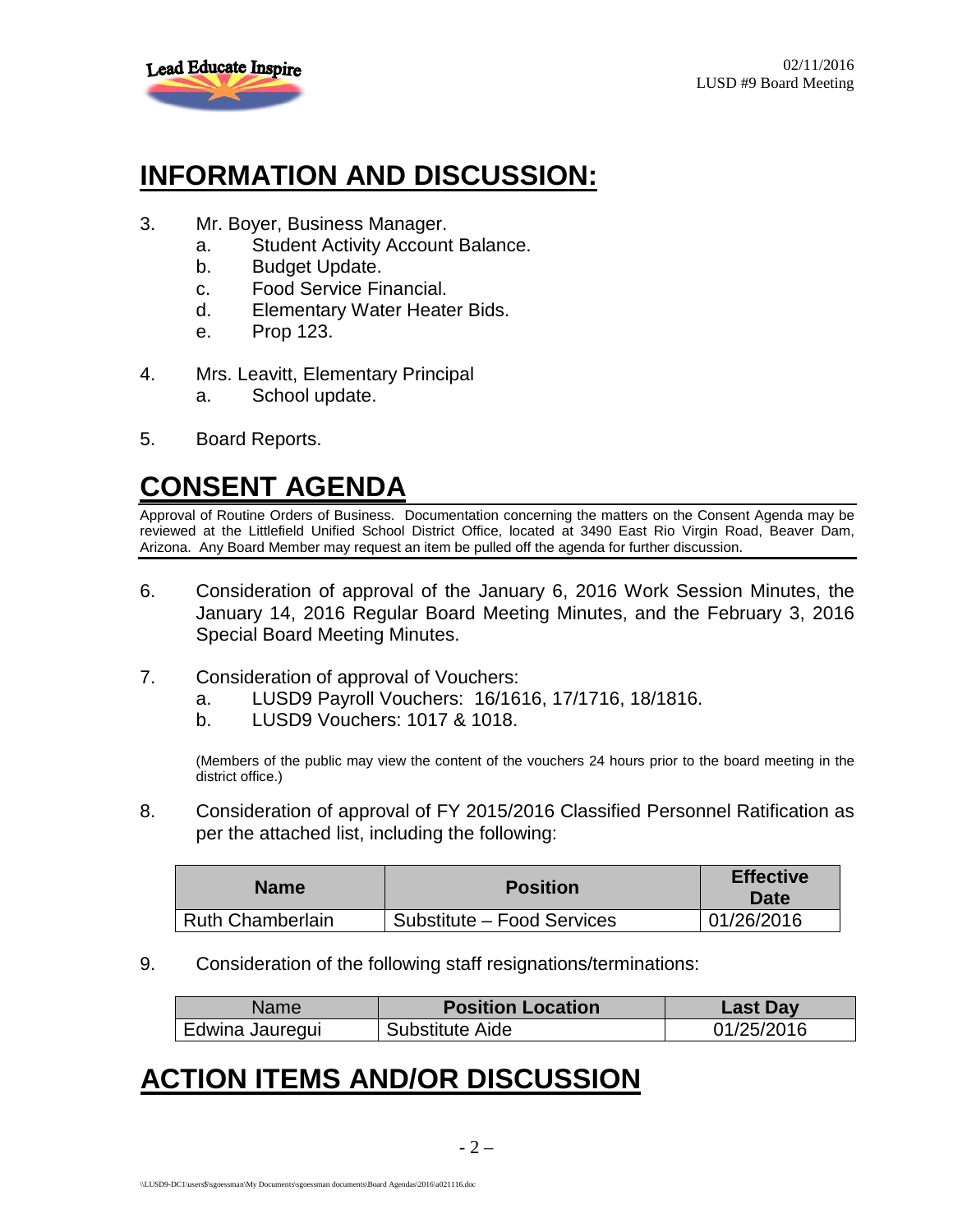# INFORMATION AND DISCUSSION:

3. Mr. Boyer, Business Manager.
   a. Student Activity Account Balance.
   b. Budget Update.
   c. Food Service Financial.
   d. Elementary Water Heater Bids.
   e. Prop 123.

4. Mrs. Leavitt, Elementary Principal
   a. School update.

5. Board Reports.

# CONSENT AGENDA

Approval of Routine Orders of Business. Documentation concerning the matters on the Consent Agenda may be reviewed at the Littlefield Unified School District Office, located at 3490 East Rio Virgin Road, Beaver Dam, Arizona. Any Board Member may request an item be pulled off the agenda for further discussion.

6. Consideration of approval of the January 6, 2016 Work Session Minutes, the January 14, 2016 Regular Board Meeting Minutes, and the February 3, 2016 Special Board Meeting Minutes.

7. Consideration of approval of Vouchers:
   a. LUSD9 Payroll Vouchers: 16/1616, 17/1716, 18/1816.
   b. LUSD9 Vouchers: 1017 & 1018.

   (Members of the public may view the content of the vouchers 24 hours prior to the board meeting in the district office.)

8. Consideration of approval of FY 2015/2016 Classified Personnel Ratification as per the attached list, including the following:

| Name | Position | Effective Date |
|---|---|---|
| Ruth Chamberlain | Substitute – Food Services | 01/26/2016 |

9. Consideration of the following staff resignations/terminations:

| Name | Position Location | Last Day |
|---|---|---|
| Edwina Jauregui | Substitute Aide | 01/25/2016 |

# ACTION ITEMS AND/OR DISCUSSION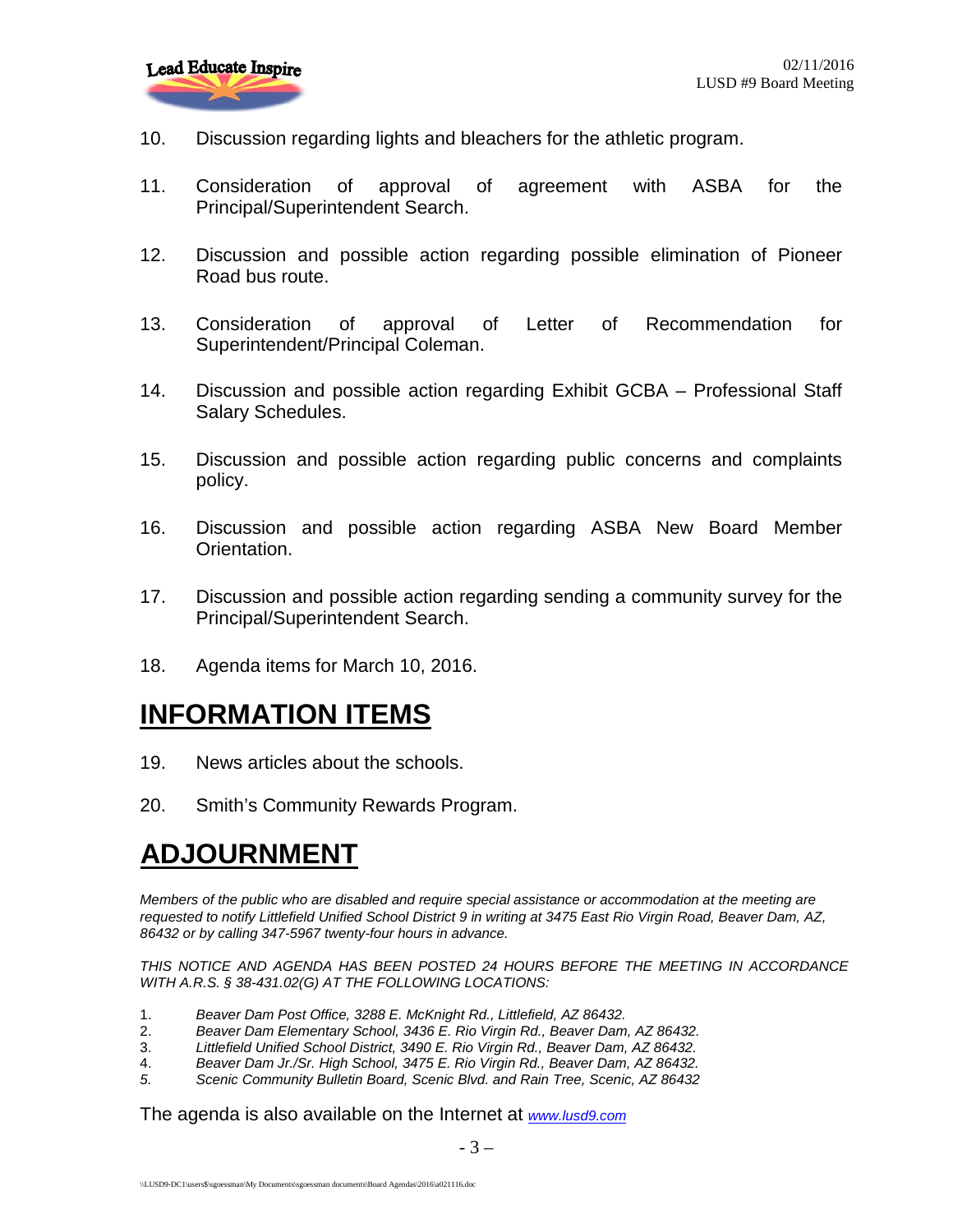10. Discussion regarding lights and bleachers for the athletic program.

11. Consideration of approval of agreement with ASBA for the Principal/Superintendent Search.

12. Discussion and possible action regarding possible elimination of Pioneer Road bus route.

13. Consideration of approval of Letter of Recommendation for Superintendent/Principal Coleman.

14. Discussion and possible action regarding Exhibit GCBA – Professional Staff Salary Schedules.

15. Discussion and possible action regarding public concerns and complaints policy.

16. Discussion and possible action regarding ASBA New Board Member Orientation.

17. Discussion and possible action regarding sending a community survey for the Principal/Superintendent Search.

18. Agenda items for March 10, 2016.

# INFORMATION ITEMS

19. News articles about the schools.

20. Smith's Community Rewards Program.

# ADJOURNMENT

*Members of the public who are disabled and require special assistance or accommodation at the meeting are requested to notify Littlefield Unified School District 9 in writing at 3475 East Rio Virgin Road, Beaver Dam, AZ, 86432 or by calling 347-5967 twenty-four hours in advance.*

*THIS NOTICE AND AGENDA HAS BEEN POSTED 24 HOURS BEFORE THE MEETING IN ACCORDANCE WITH A.R.S. § 38-431.02(G) AT THE FOLLOWING LOCATIONS:*

1. *Beaver Dam Post Office, 3288 E. McKnight Rd., Littlefield, AZ 86432.*
2. *Beaver Dam Elementary School, 3436 E. Rio Virgin Rd., Beaver Dam, AZ 86432.*
3. *Littlefield Unified School District, 3490 E. Rio Virgin Rd., Beaver Dam, AZ 86432.*
4. *Beaver Dam Jr./Sr. High School, 3475 E. Rio Virgin Rd., Beaver Dam, AZ 86432.*
5. *Scenic Community Bulletin Board, Scenic Blvd. and Rain Tree, Scenic, AZ 86432*

The agenda is also available on the Internet at *www.lusd9.com*